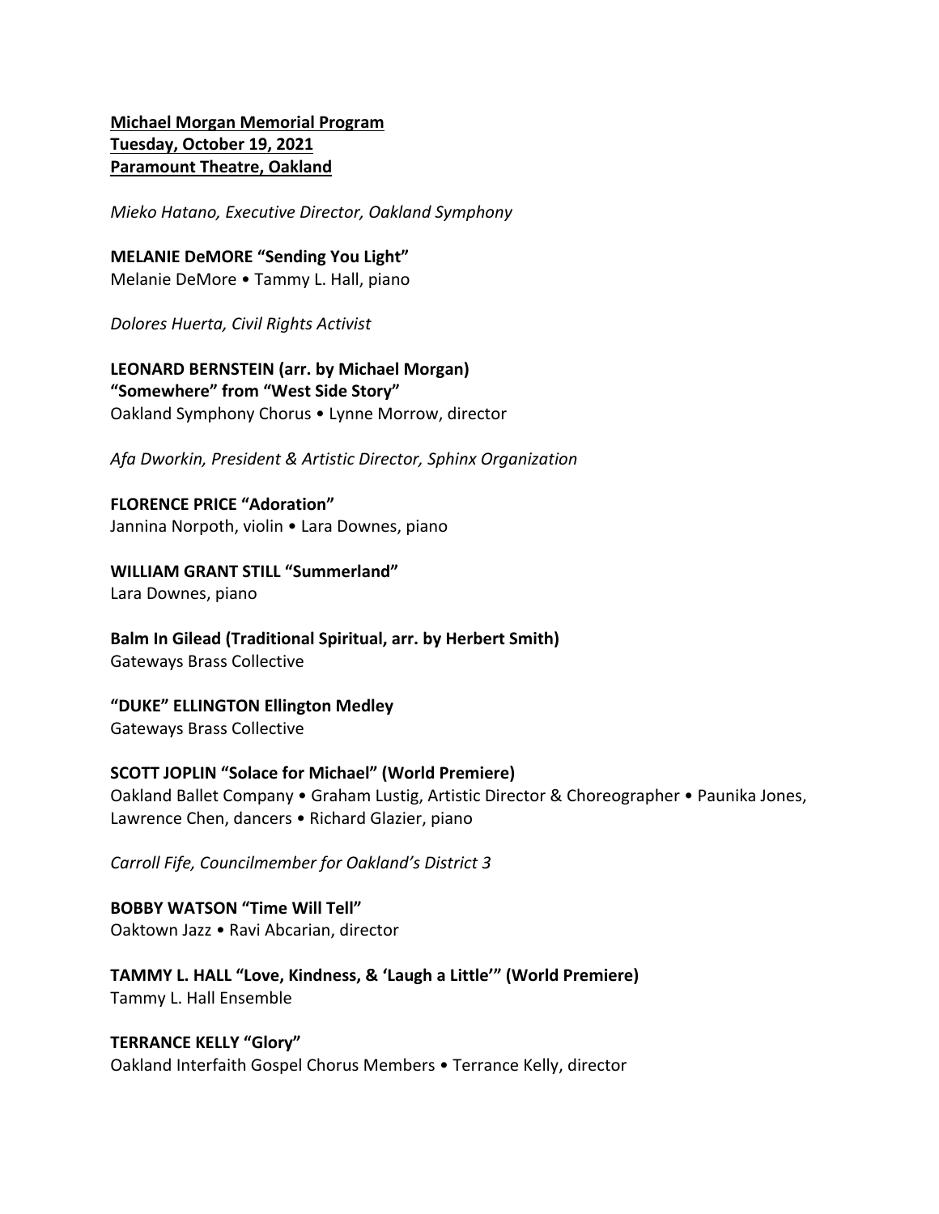**Michael Morgan Memorial Program**
**Tuesday, October 19, 2021**
**Paramount Theatre, Oakland**

*Mieko Hatano, Executive Director, Oakland Symphony*

**MELANIE DeMORE "Sending You Light"**
Melanie DeMore • Tammy L. Hall, piano

*Dolores Huerta, Civil Rights Activist*

**LEONARD BERNSTEIN (arr. by Michael Morgan)**
**"Somewhere" from "West Side Story"**
Oakland Symphony Chorus • Lynne Morrow, director

*Afa Dworkin, President & Artistic Director, Sphinx Organization*

**FLORENCE PRICE "Adoration"**
Jannina Norpoth, violin • Lara Downes, piano

**WILLIAM GRANT STILL "Summerland"**
Lara Downes, piano

**Balm In Gilead (Traditional Spiritual, arr. by Herbert Smith)**
Gateways Brass Collective

**"DUKE" ELLINGTON Ellington Medley**
Gateways Brass Collective

**SCOTT JOPLIN "Solace for Michael" (World Premiere)**
Oakland Ballet Company • Graham Lustig, Artistic Director & Choreographer • Paunika Jones, Lawrence Chen, dancers • Richard Glazier, piano

*Carroll Fife, Councilmember for Oakland's District 3*

**BOBBY WATSON "Time Will Tell"**
Oaktown Jazz • Ravi Abcarian, director

**TAMMY L. HALL "Love, Kindness, & 'Laugh a Little'" (World Premiere)**
Tammy L. Hall Ensemble

**TERRANCE KELLY "Glory"**
Oakland Interfaith Gospel Chorus Members • Terrance Kelly, director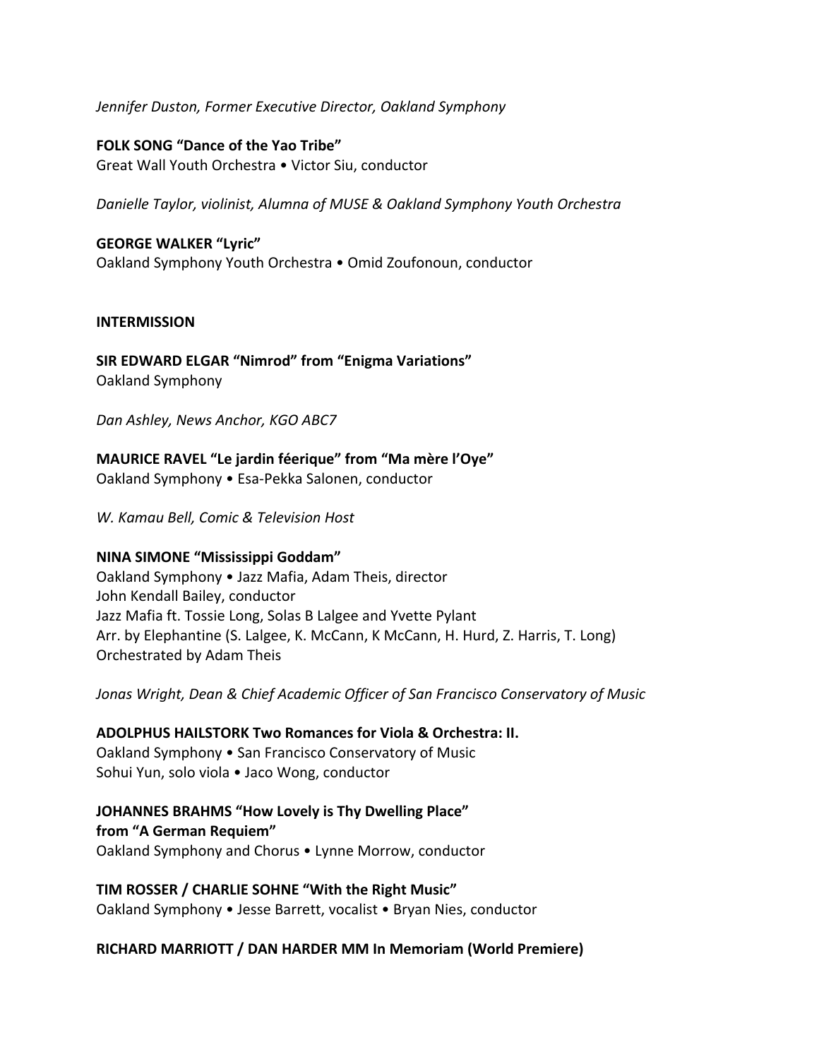*Jennifer Duston, Former Executive Director, Oakland Symphony*

**FOLK SONG "Dance of the Yao Tribe"**
Great Wall Youth Orchestra • Victor Siu, conductor

*Danielle Taylor, violinist, Alumna of MUSE & Oakland Symphony Youth Orchestra*

**GEORGE WALKER "Lyric"**
Oakland Symphony Youth Orchestra • Omid Zoufonoun, conductor

**INTERMISSION**

**SIR EDWARD ELGAR "Nimrod" from "Enigma Variations"**
Oakland Symphony

*Dan Ashley, News Anchor, KGO ABC7*

**MAURICE RAVEL "Le jardin féerique" from "Ma mère l'Oye"**
Oakland Symphony • Esa-Pekka Salonen, conductor

*W. Kamau Bell, Comic & Television Host*

**NINA SIMONE "Mississippi Goddam"**
Oakland Symphony • Jazz Mafia, Adam Theis, director
John Kendall Bailey, conductor
Jazz Mafia ft. Tossie Long, Solas B Lalgee and Yvette Pylant
Arr. by Elephantine (S. Lalgee, K. McCann, K McCann, H. Hurd, Z. Harris, T. Long)
Orchestrated by Adam Theis

*Jonas Wright, Dean & Chief Academic Officer of San Francisco Conservatory of Music*

**ADOLPHUS HAILSTORK Two Romances for Viola & Orchestra: II.**
Oakland Symphony • San Francisco Conservatory of Music
Sohui Yun, solo viola • Jaco Wong, conductor

**JOHANNES BRAHMS "How Lovely is Thy Dwelling Place" from "A German Requiem"**
Oakland Symphony and Chorus • Lynne Morrow, conductor

**TIM ROSSER / CHARLIE SOHNE "With the Right Music"**
Oakland Symphony • Jesse Barrett, vocalist • Bryan Nies, conductor

**RICHARD MARRIOTT / DAN HARDER MM In Memoriam (World Premiere)**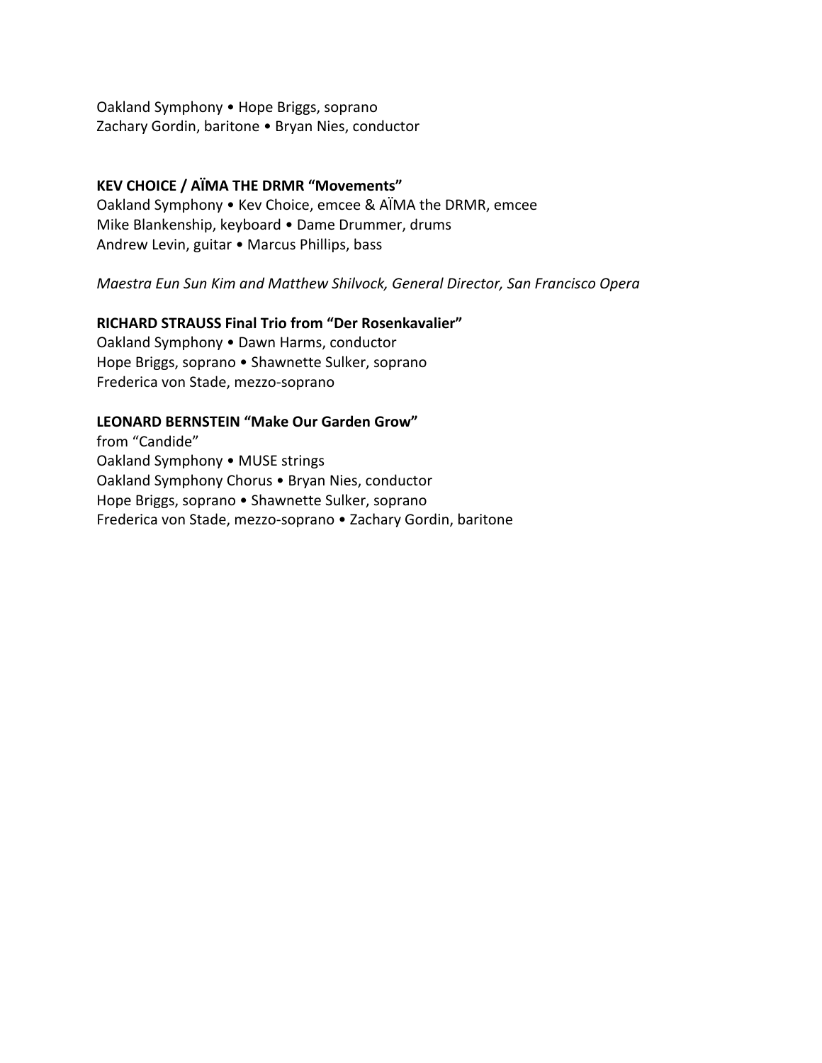Oakland Symphony • Hope Briggs, soprano
Zachary Gordin, baritone • Bryan Nies, conductor

**KEV CHOICE / AÏMA THE DRMR "Movements"**
Oakland Symphony • Kev Choice, emcee & AÏMA the DRMR, emcee
Mike Blankenship, keyboard • Dame Drummer, drums
Andrew Levin, guitar • Marcus Phillips, bass

*Maestra Eun Sun Kim and Matthew Shilvock, General Director, San Francisco Opera*

**RICHARD STRAUSS Final Trio from "Der Rosenkavalier"**
Oakland Symphony • Dawn Harms, conductor
Hope Briggs, soprano • Shawnette Sulker, soprano
Frederica von Stade, mezzo-soprano

**LEONARD BERNSTEIN "Make Our Garden Grow"**
from "Candide"
Oakland Symphony • MUSE strings
Oakland Symphony Chorus • Bryan Nies, conductor
Hope Briggs, soprano • Shawnette Sulker, soprano
Frederica von Stade, mezzo-soprano • Zachary Gordin, baritone